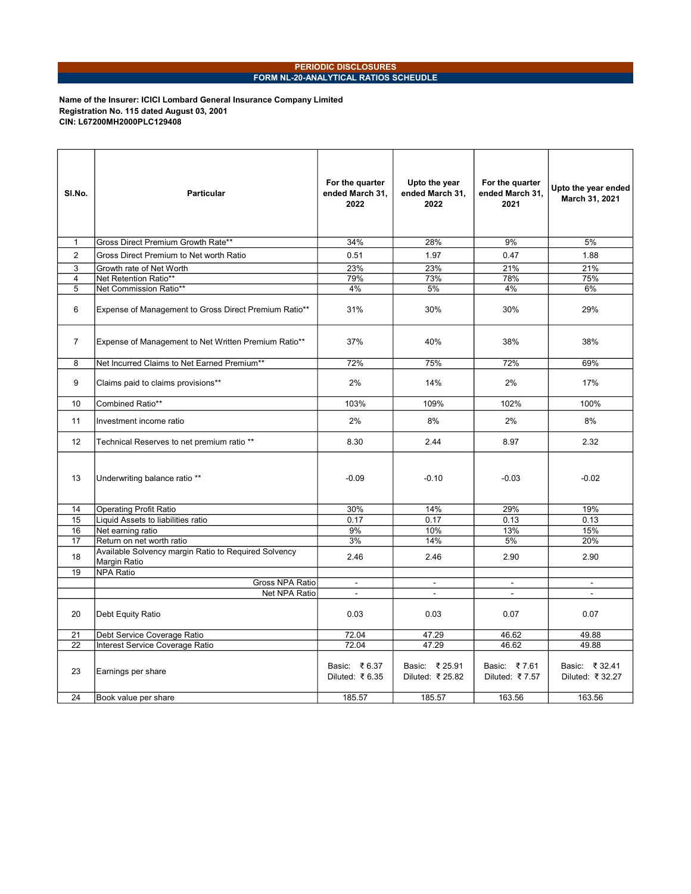**PERIODIC DISCLOSURES**

**FORM NL-20-ANALYTICAL RATIOS SCHEUDLE**

**Name of the Insurer: ICICI Lombard General Insurance Company Limited**
**Registration No. 115 dated August 03, 2001**
**CIN: L67200MH2000PLC129408**

| Sl.No. | Particular | For the quarter ended March 31, 2022 | Upto the year ended March 31, 2022 | For the quarter ended March 31, 2021 | Upto the year ended March 31, 2021 |
|---|---|---|---|---|---|
| 1 | Gross Direct Premium Growth Rate** | 34% | 28% | 9% | 5% |
| 2 | Gross Direct Premium to Net worth Ratio | 0.51 | 1.97 | 0.47 | 1.88 |
| 3 | Growth rate of Net Worth | 23% | 23% | 21% | 21% |
| 4 | Net Retention Ratio** | 79% | 73% | 78% | 75% |
| 5 | Net Commission Ratio** | 4% | 5% | 4% | 6% |
| 6 | Expense of Management to Gross Direct Premium Ratio** | 31% | 30% | 30% | 29% |
| 7 | Expense of Management to Net Written Premium Ratio** | 37% | 40% | 38% | 38% |
| 8 | Net Incurred Claims to Net Earned Premium** | 72% | 75% | 72% | 69% |
| 9 | Claims paid to claims provisions** | 2% | 14% | 2% | 17% |
| 10 | Combined Ratio** | 103% | 109% | 102% | 100% |
| 11 | Investment income ratio | 2% | 8% | 2% | 8% |
| 12 | Technical Reserves to net premium ratio ** | 8.30 | 2.44 | 8.97 | 2.32 |
| 13 | Underwriting balance ratio ** | -0.09 | -0.10 | -0.03 | -0.02 |
| 14 | Operating Profit Ratio | 30% | 14% | 29% | 19% |
| 15 | Liquid Assets to liabilities ratio | 0.17 | 0.17 | 0.13 | 0.13 |
| 16 | Net earning ratio | 9% | 10% | 13% | 15% |
| 17 | Return on net worth ratio | 3% | 14% | 5% | 20% |
| 18 | Available Solvency margin Ratio to Required Solvency Margin Ratio | 2.46 | 2.46 | 2.90 | 2.90 |
| 19 | NPA Ratio | | | | |
| | Gross NPA Ratio | - | - | - | - |
| | Net NPA Ratio | - | - | - | - |
| 20 | Debt Equity Ratio | 0.03 | 0.03 | 0.07 | 0.07 |
| 21 | Debt Service Coverage Ratio | 72.04 | 47.29 | 46.62 | 49.88 |
| 22 | Interest Service Coverage Ratio | 72.04 | 47.29 | 46.62 | 49.88 |
| 23 | Earnings per share | Basic: ₹ 6.37 Diluted: ₹ 6.35 | Basic: ₹ 25.91 Diluted: ₹ 25.82 | Basic: ₹ 7.61 Diluted: ₹ 7.57 | Basic: ₹ 32.41 Diluted: ₹ 32.27 |
| 24 | Book value per share | 185.57 | 185.57 | 163.56 | 163.56 |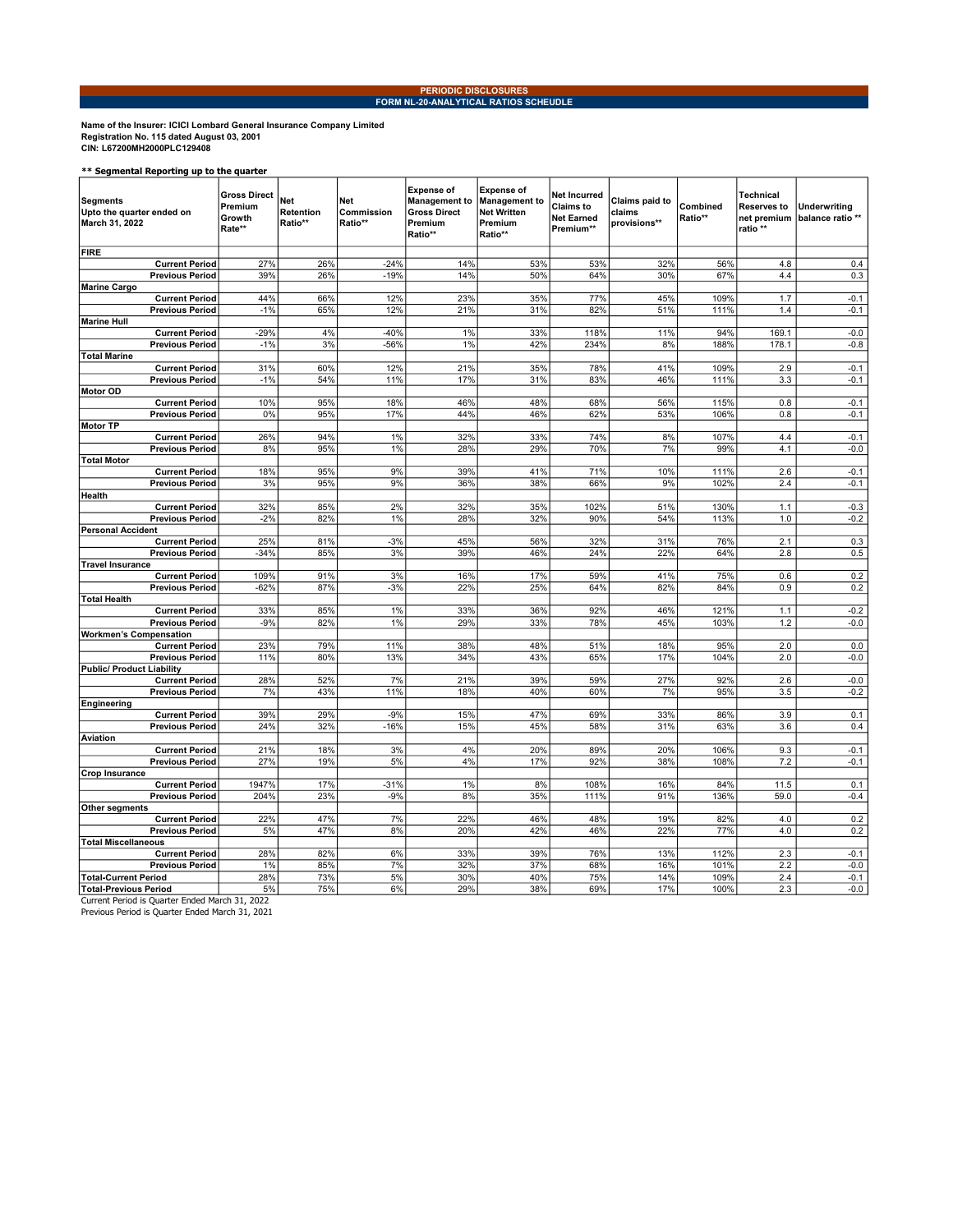**PERIODIC DISCLOSURES**

**FORM NL-20-ANALYTICAL RATIOS SCHEUDLE**

**Name of the Insurer: ICICI Lombard General Insurance Company Limited**
**Registration No. 115 dated August 03, 2001**
**CIN: L67200MH2000PLC129408**

**\*\* Segmental Reporting up to the quarter**

| Segments Upto the quarter ended on March 31, 2022 | Gross Direct Premium Growth Rate** | Net Retention Ratio** | Net Commission Ratio** | Expense of Management to Gross Direct Premium Ratio** | Expense of Management to Net Written Premium Ratio** | Net Incurred Claims to Net Earned Premium** | Claims paid to claims provisions** | Combined Ratio** | Technical Reserves to net premium ratio ** | Underwriting balance ratio ** |
|---|---|---|---|---|---|---|---|---|---|---|
| **FIRE** | | | | | | | | | | |
| Current Period | 27% | 26% | -24% | 14% | 53% | 53% | 32% | 56% | 4.8 | 0.4 |
| Previous Period | 39% | 26% | -19% | 14% | 50% | 64% | 30% | 67% | 4.4 | 0.3 |
| **Marine Cargo** | | | | | | | | | | |
| Current Period | 44% | 66% | 12% | 23% | 35% | 77% | 45% | 109% | 1.7 | -0.1 |
| Previous Period | -1% | 65% | 12% | 21% | 31% | 82% | 51% | 111% | 1.4 | -0.1 |
| **Marine Hull** | | | | | | | | | | |
| Current Period | -29% | 4% | -40% | 1% | 33% | 118% | 11% | 94% | 169.1 | -0.0 |
| Previous Period | -1% | 3% | -56% | 1% | 42% | 234% | 8% | 188% | 178.1 | -0.8 |
| **Total Marine** | | | | | | | | | | |
| Current Period | 31% | 60% | 12% | 21% | 35% | 78% | 41% | 109% | 2.9 | -0.1 |
| Previous Period | -1% | 54% | 11% | 17% | 31% | 83% | 46% | 111% | 3.3 | -0.1 |
| **Motor OD** | | | | | | | | | | |
| Current Period | 10% | 95% | 18% | 46% | 48% | 68% | 56% | 115% | 0.8 | -0.1 |
| Previous Period | 0% | 95% | 17% | 44% | 46% | 62% | 53% | 106% | 0.8 | -0.1 |
| **Motor TP** | | | | | | | | | | |
| Current Period | 26% | 94% | 1% | 32% | 33% | 74% | 8% | 107% | 4.4 | -0.1 |
| Previous Period | 8% | 95% | 1% | 28% | 29% | 70% | 7% | 99% | 4.1 | -0.0 |
| **Total Motor** | | | | | | | | | | |
| Current Period | 18% | 95% | 9% | 39% | 41% | 71% | 10% | 111% | 2.6 | -0.1 |
| Previous Period | 3% | 95% | 9% | 36% | 38% | 66% | 9% | 102% | 2.4 | -0.1 |
| **Health** | | | | | | | | | | |
| Current Period | 32% | 85% | 2% | 32% | 35% | 102% | 51% | 130% | 1.1 | -0.3 |
| Previous Period | -2% | 82% | 1% | 28% | 32% | 90% | 54% | 113% | 1.0 | -0.2 |
| **Personal Accident** | | | | | | | | | | |
| Current Period | 25% | 81% | -3% | 45% | 56% | 32% | 31% | 76% | 2.1 | 0.3 |
| Previous Period | -34% | 85% | 3% | 39% | 46% | 24% | 22% | 64% | 2.8 | 0.5 |
| **Travel Insurance** | | | | | | | | | | |
| Current Period | 109% | 91% | 3% | 16% | 17% | 59% | 41% | 75% | 0.6 | 0.2 |
| Previous Period | -62% | 87% | -3% | 22% | 25% | 64% | 82% | 84% | 0.9 | 0.2 |
| **Total Health** | | | | | | | | | | |
| Current Period | 33% | 85% | 1% | 33% | 36% | 92% | 46% | 121% | 1.1 | -0.2 |
| Previous Period | -9% | 82% | 1% | 29% | 33% | 78% | 45% | 103% | 1.2 | -0.0 |
| **Workmen's Compensation** | | | | | | | | | | |
| Current Period | 23% | 79% | 11% | 38% | 48% | 51% | 18% | 95% | 2.0 | 0.0 |
| Previous Period | 11% | 80% | 13% | 34% | 43% | 65% | 17% | 104% | 2.0 | -0.0 |
| **Public/ Product Liability** | | | | | | | | | | |
| Current Period | 28% | 52% | 7% | 21% | 39% | 59% | 27% | 92% | 2.6 | -0.0 |
| Previous Period | 7% | 43% | 11% | 18% | 40% | 60% | 7% | 95% | 3.5 | -0.2 |
| **Engineering** | | | | | | | | | | |
| Current Period | 39% | 29% | -9% | 15% | 47% | 69% | 33% | 86% | 3.9 | 0.1 |
| Previous Period | 24% | 32% | -16% | 15% | 45% | 58% | 31% | 63% | 3.6 | 0.4 |
| **Aviation** | | | | | | | | | | |
| Current Period | 21% | 18% | 3% | 4% | 20% | 89% | 20% | 106% | 9.3 | -0.1 |
| Previous Period | 27% | 19% | 5% | 4% | 17% | 92% | 38% | 108% | 7.2 | -0.1 |
| **Crop Insurance** | | | | | | | | | | |
| Current Period | 1947% | 17% | -31% | 1% | 8% | 108% | 16% | 84% | 11.5 | 0.1 |
| Previous Period | 204% | 23% | -9% | 8% | 35% | 111% | 91% | 136% | 59.0 | -0.4 |
| **Other segments** | | | | | | | | | | |
| Current Period | 22% | 47% | 7% | 22% | 46% | 48% | 19% | 82% | 4.0 | 0.2 |
| Previous Period | 5% | 47% | 8% | 20% | 42% | 46% | 22% | 77% | 4.0 | 0.2 |
| **Total Miscellaneous** | | | | | | | | | | |
| Current Period | 28% | 82% | 6% | 33% | 39% | 76% | 13% | 112% | 2.3 | -0.1 |
| Previous Period | 1% | 85% | 7% | 32% | 37% | 68% | 16% | 101% | 2.2 | -0.0 |
| **Total-Current Period** | 28% | 73% | 5% | 30% | 40% | 75% | 14% | 109% | 2.4 | -0.1 |
| **Total-Previous Period** | 5% | 75% | 6% | 29% | 38% | 69% | 17% | 100% | 2.3 | -0.0 |

Current Period is Quarter Ended March 31, 2022
Previous Period is Quarter Ended March 31, 2021